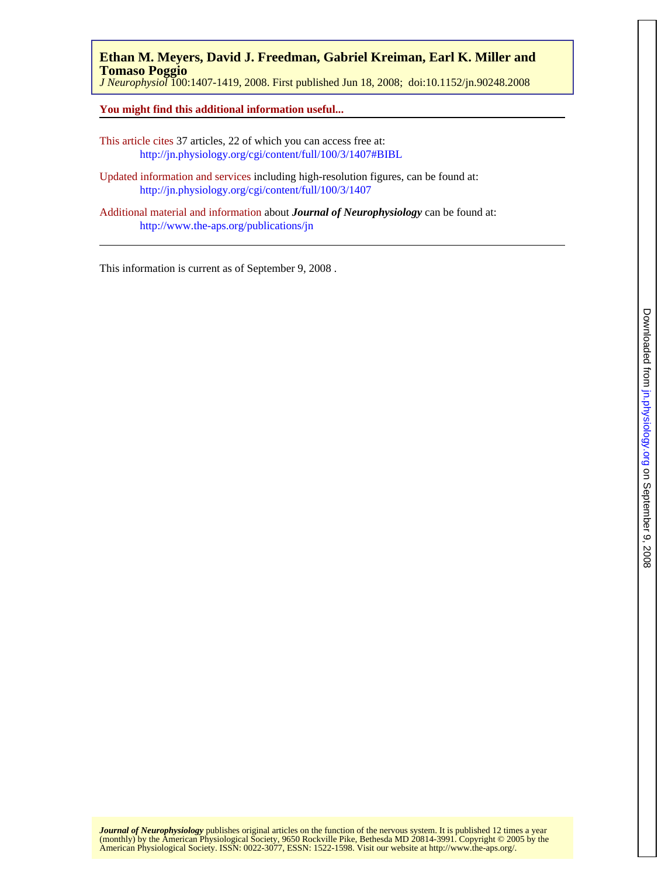**Ethan M. Meyers, David J. Freedman, Gabriel Kreiman, Earl K. Miller and Tomaso Poggio**

*J Neurophysiol* 100:1407-1419, 2008. First published Jun 18, 2008; doi:10.1152/jn.90248.2008

**You might find this additional information useful...**

This article cites 37 articles, 22 of which you can access free at:
http://jn.physiology.org/cgi/content/full/100/3/1407#BIBL

Updated information and services including high-resolution figures, can be found at:
http://jn.physiology.org/cgi/content/full/100/3/1407

Additional material and information about ***Journal of Neurophysiology*** can be found at:
http://www.the-aps.org/publications/jn

This information is current as of September 9, 2008 .

***Journal of Neurophysiology*** publishes original articles on the function of the nervous system. It is published 12 times a year (monthly) by the American Physiological Society, 9650 Rockville Pike, Bethesda MD 20814-3991. Copyright © 2005 by the American Physiological Society. ISSN: 0022-3077, ESSN: 1522-1598. Visit our website at http://www.the-aps.org/.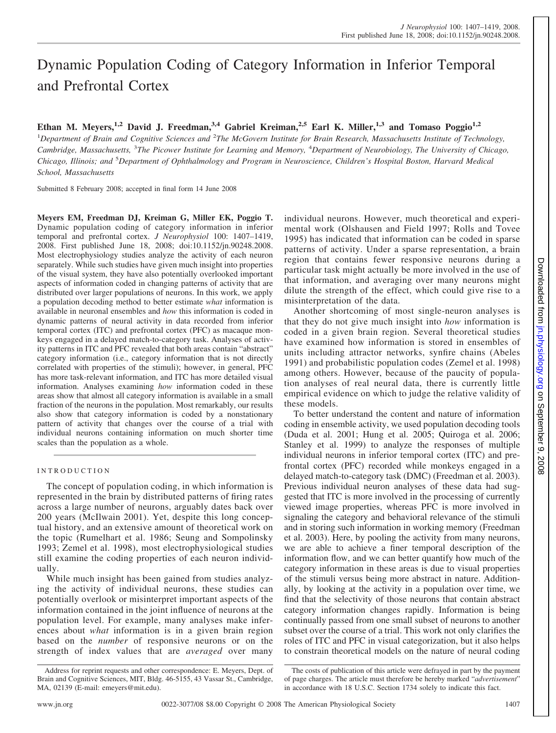# Dynamic Population Coding of Category Information in Inferior Temporal and Prefrontal Cortex

**Ethan M. Meyers,[1,2] David J. Freedman,[3,4] Gabriel Kreiman,[2,5] Earl K. Miller,[1,3] and Tomaso Poggio[1,2]**

[1]Department of Brain and Cognitive Sciences and [2]The McGovern Institute for Brain Research, Massachusetts Institute of Technology, Cambridge, Massachusetts, [3]The Picower Institute for Learning and Memory, [4]Department of Neurobiology, The University of Chicago, Chicago, Illinois; and [5]Department of Ophthalmology and Program in Neuroscience, Children's Hospital Boston, Harvard Medical School, Massachusetts

Submitted 8 February 2008; accepted in final form 14 June 2008

**Meyers EM, Freedman DJ, Kreiman G, Miller EK, Poggio T.** Dynamic population coding of category information in inferior temporal and prefrontal cortex. *J Neurophysiol* 100: 1407–1419, 2008. First published June 18, 2008; doi:10.1152/jn.90248.2008. Most electrophysiology studies analyze the activity of each neuron separately. While such studies have given much insight into properties of the visual system, they have also potentially overlooked important aspects of information coded in changing patterns of activity that are distributed over larger populations of neurons. In this work, we apply a population decoding method to better estimate *what* information is available in neuronal ensembles and *how* this information is coded in dynamic patterns of neural activity in data recorded from inferior temporal cortex (ITC) and prefrontal cortex (PFC) as macaque monkeys engaged in a delayed match-to-category task. Analyses of activity patterns in ITC and PFC revealed that both areas contain "abstract" category information (i.e., category information that is not directly correlated with properties of the stimuli); however, in general, PFC has more task-relevant information, and ITC has more detailed visual information. Analyses examining *how* information coded in these areas show that almost all category information is available in a small fraction of the neurons in the population. Most remarkably, our results also show that category information is coded by a nonstationary pattern of activity that changes over the course of a trial with individual neurons containing information on much shorter time scales than the population as a whole.

## INTRODUCTION

The concept of population coding, in which information is represented in the brain by distributed patterns of firing rates across a large number of neurons, arguably dates back over 200 years (McIlwain 2001). Yet, despite this long conceptual history, and an extensive amount of theoretical work on the topic (Rumelhart et al. 1986; Seung and Sompolinsky 1993; Zemel et al. 1998), most electrophysiological studies still examine the coding properties of each neuron individually.

While much insight has been gained from studies analyzing the activity of individual neurons, these studies can potentially overlook or misinterpret important aspects of the information contained in the joint influence of neurons at the population level. For example, many analyses make inferences about *what* information is in a given brain region based on the *number* of responsive neurons or on the strength of index values that are *averaged* over many individual neurons. However, much theoretical and experimental work (Olshausen and Field 1997; Rolls and Tovee 1995) has indicated that information can be coded in sparse patterns of activity. Under a sparse representation, a brain region that contains fewer responsive neurons during a particular task might actually be more involved in the use of that information, and averaging over many neurons might dilute the strength of the effect, which could give rise to a misinterpretation of the data.

Another shortcoming of most single-neuron analyses is that they do not give much insight into *how* information is coded in a given brain region. Several theoretical studies have examined how information is stored in ensembles of units including attractor networks, synfire chains (Abeles 1991) and probabilistic population codes (Zemel et al. 1998) among others. However, because of the paucity of population analyses of real neural data, there is currently little empirical evidence on which to judge the relative validity of these models.

To better understand the content and nature of information coding in ensemble activity, we used population decoding tools (Duda et al. 2001; Hung et al. 2005; Quiroga et al. 2006; Stanley et al. 1999) to analyze the responses of multiple individual neurons in inferior temporal cortex (ITC) and prefrontal cortex (PFC) recorded while monkeys engaged in a delayed match-to-category task (DMC) (Freedman et al. 2003). Previous individual neuron analyses of these data had suggested that ITC is more involved in the processing of currently viewed image properties, whereas PFC is more involved in signaling the category and behavioral relevance of the stimuli and in storing such information in working memory (Freedman et al. 2003). Here, by pooling the activity from many neurons, we are able to achieve a finer temporal description of the information flow, and we can better quantify how much of the category information in these areas is due to visual properties of the stimuli versus being more abstract in nature. Additionally, by looking at the activity in a population over time, we find that the selectivity of those neurons that contain abstract category information changes rapidly. Information is being continually passed from one small subset of neurons to another subset over the course of a trial. This work not only clarifies the roles of ITC and PFC in visual categorization, but it also helps to constrain theoretical models on the nature of neural coding

Address for reprint requests and other correspondence: E. Meyers, Dept. of Brain and Cognitive Sciences, MIT, Bldg. 46-5155, 43 Vassar St., Cambridge, MA, 02139 (E-mail: emeyers@mit.edu).

The costs of publication of this article were defrayed in part by the payment of page charges. The article must therefore be hereby marked "*advertisement*" in accordance with 18 U.S.C. Section 1734 solely to indicate this fact.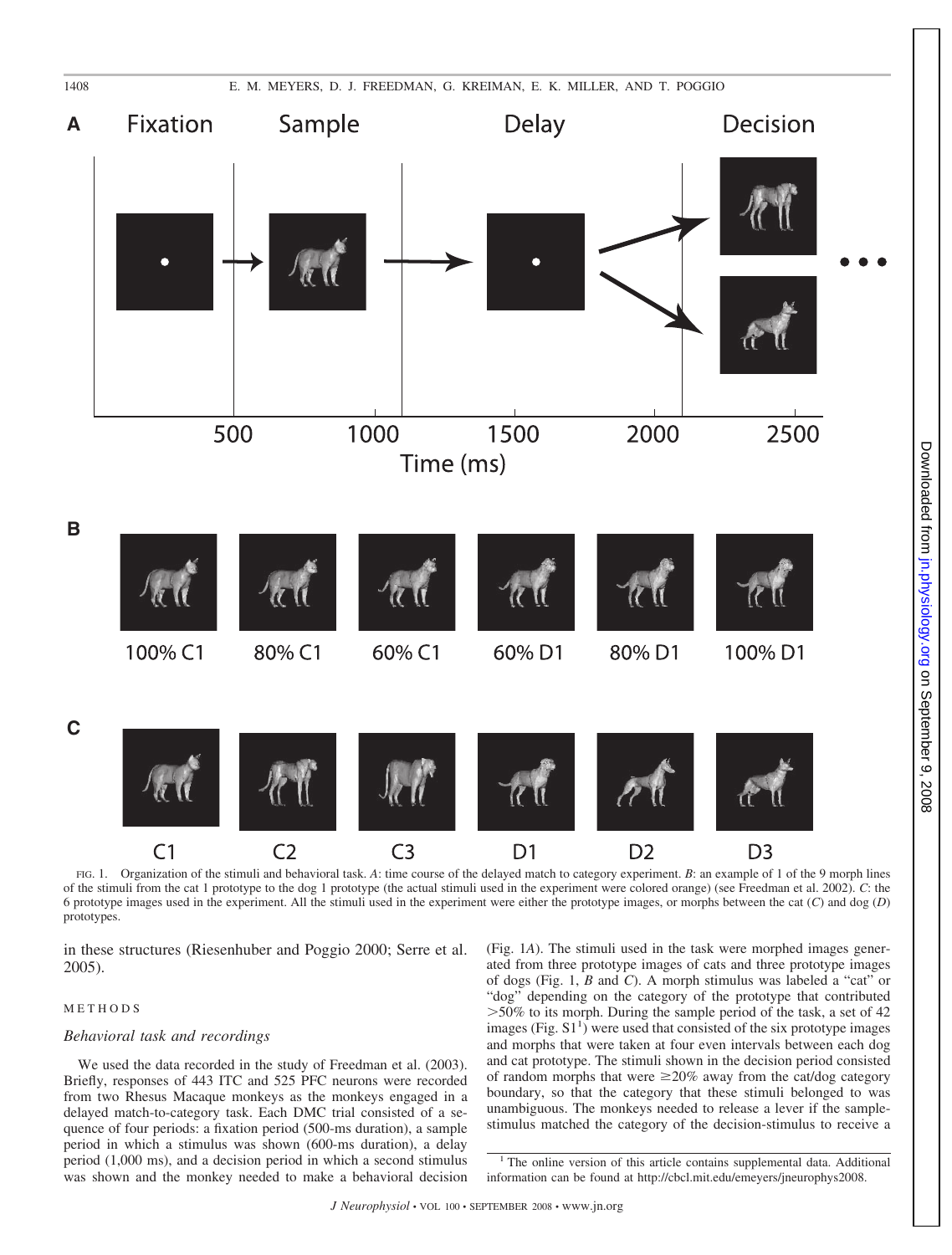FIG. 1. Organization of the stimuli and behavioral task. *A*: time course of the delayed match to category experiment. *B*: an example of 1 of the 9 morph lines of the stimuli from the cat 1 prototype to the dog 1 prototype (the actual stimuli used in the experiment were colored orange) (see Freedman et al. 2002). *C*: the 6 prototype images used in the experiment. All the stimuli used in the experiment were either the prototype images, or morphs between the cat (*C*) and dog (*D*) prototypes.

in these structures (Riesenhuber and Poggio 2000; Serre et al. 2005).

## METHODS

### *Behavioral task and recordings*

We used the data recorded in the study of Freedman et al. (2003). Briefly, responses of 443 ITC and 525 PFC neurons were recorded from two Rhesus Macaque monkeys as the monkeys engaged in a delayed match-to-category task. Each DMC trial consisted of a sequence of four periods: a fixation period (500-ms duration), a sample period in which a stimulus was shown (600-ms duration), a delay period (1,000 ms), and a decision period in which a second stimulus was shown and the monkey needed to make a behavioral decision (Fig. 1*A*). The stimuli used in the task were morphed images generated from three prototype images of cats and three prototype images of dogs (Fig. 1, *B* and *C*). A morph stimulus was labeled a "cat" or "dog" depending on the category of the prototype that contributed >50% to its morph. During the sample period of the task, a set of 42 images (Fig. S1[1]) were used that consisted of the six prototype images and morphs that were taken at four even intervals between each dog and cat prototype. The stimuli shown in the decision period consisted of random morphs that were ≥20% away from the cat/dog category boundary, so that the category that these stimuli belonged to was unambiguous. The monkeys needed to release a lever if the sample-stimulus matched the category of the decision-stimulus to receive a

[1] The online version of this article contains supplemental data. Additional information can be found at http://cbcl.mit.edu/emeyers/jneurophys2008.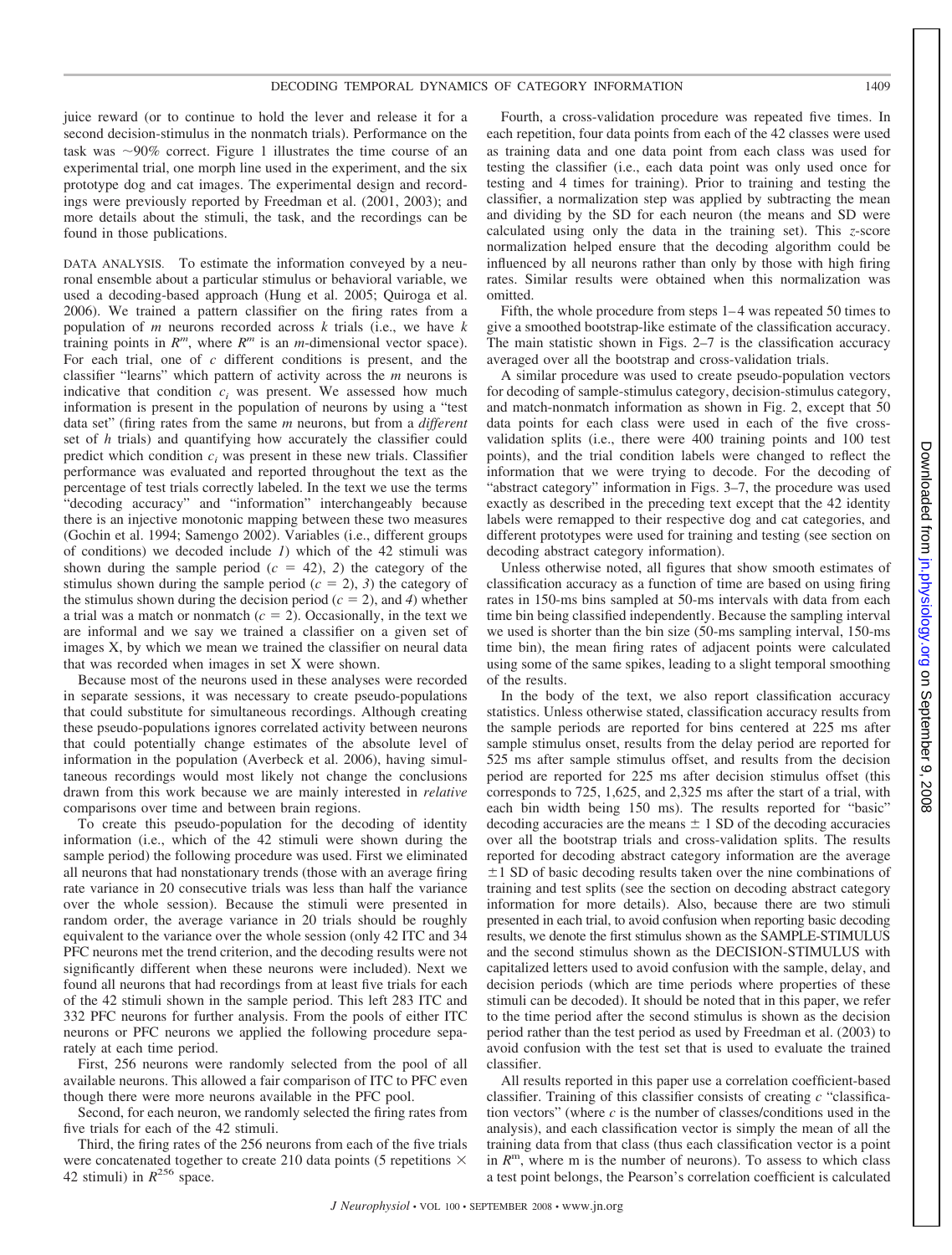juice reward (or to continue to hold the lever and release it for a second decision-stimulus in the nonmatch trials). Performance on the task was ~90% correct. Figure 1 illustrates the time course of an experimental trial, one morph line used in the experiment, and the six prototype dog and cat images. The experimental design and recordings were previously reported by Freedman et al. (2001, 2003); and more details about the stimuli, the task, and the recordings can be found in those publications.

DATA ANALYSIS. To estimate the information conveyed by a neuronal ensemble about a particular stimulus or behavioral variable, we used a decoding-based approach (Hung et al. 2005; Quiroga et al. 2006). We trained a pattern classifier on the firing rates from a population of $m$ neurons recorded across $k$ trials (i.e., we have $k$ training points in $R^m$, where $R^m$ is an $m$-dimensional vector space). For each trial, one of $c$ different conditions is present, and the classifier "learns" which pattern of activity across the $m$ neurons is indicative that condition $c_i$ was present. We assessed how much information is present in the population of neurons by using a "test data set" (firing rates from the same $m$ neurons, but from a *different* set of $h$ trials) and quantifying how accurately the classifier could predict which condition $c_i$ was present in these new trials. Classifier performance was evaluated and reported throughout the text as the percentage of test trials correctly labeled. In the text we use the terms "decoding accuracy" and "information" interchangeably because there is an injective monotonic mapping between these two measures (Gochin et al. 1994; Samengo 2002). Variables (i.e., different groups of conditions) we decoded include *1*) which of the 42 stimuli was shown during the sample period ($c = 42$), *2*) the category of the stimulus shown during the sample period ($c = 2$), *3*) the category of the stimulus shown during the decision period ($c = 2$), and *4*) whether a trial was a match or nonmatch ($c = 2$). Occasionally, in the text we are informal and we say we trained a classifier on a given set of images X, by which we mean we trained the classifier on neural data that was recorded when images in set X were shown.

Because most of the neurons used in these analyses were recorded in separate sessions, it was necessary to create pseudo-populations that could substitute for simultaneous recordings. Although creating these pseudo-populations ignores correlated activity between neurons that could potentially change estimates of the absolute level of information in the population (Averbeck et al. 2006), having simultaneous recordings would most likely not change the conclusions drawn from this work because we are mainly interested in *relative* comparisons over time and between brain regions.

To create this pseudo-population for the decoding of identity information (i.e., which of the 42 stimuli were shown during the sample period) the following procedure was used. First we eliminated all neurons that had nonstationary trends (those with an average firing rate variance in 20 consecutive trials was less than half the variance over the whole session). Because the stimuli were presented in random order, the average variance in 20 trials should be roughly equivalent to the variance over the whole session (only 42 ITC and 34 PFC neurons met the trend criterion, and the decoding results were not significantly different when these neurons were included). Next we found all neurons that had recordings from at least five trials for each of the 42 stimuli shown in the sample period. This left 283 ITC and 332 PFC neurons for further analysis. From the pools of either ITC neurons or PFC neurons we applied the following procedure separately at each time period.

First, 256 neurons were randomly selected from the pool of all available neurons. This allowed a fair comparison of ITC to PFC even though there were more neurons available in the PFC pool.

Second, for each neuron, we randomly selected the firing rates from five trials for each of the 42 stimuli.

Third, the firing rates of the 256 neurons from each of the five trials were concatenated together to create 210 data points (5 repetitions × 42 stimuli) in $R^{256}$ space.

Fourth, a cross-validation procedure was repeated five times. In each repetition, four data points from each of the 42 classes were used as training data and one data point from each class was used for testing the classifier (i.e., each data point was only used once for testing and 4 times for training). Prior to training and testing the classifier, a normalization step was applied by subtracting the mean and dividing by the SD for each neuron (the means and SD were calculated using only the data in the training set). This $z$-score normalization helped ensure that the decoding algorithm could be influenced by all neurons rather than only by those with high firing rates. Similar results were obtained when this normalization was omitted.

Fifth, the whole procedure from steps 1–4 was repeated 50 times to give a smoothed bootstrap-like estimate of the classification accuracy. The main statistic shown in Figs. 2–7 is the classification accuracy averaged over all the bootstrap and cross-validation trials.

A similar procedure was used to create pseudo-population vectors for decoding of sample-stimulus category, decision-stimulus category, and match-nonmatch information as shown in Fig. 2, except that 50 data points for each class were used in each of the five cross-validation splits (i.e., there were 400 training points and 100 test points), and the trial condition labels were changed to reflect the information that we were trying to decode. For the decoding of "abstract category" information in Figs. 3–7, the procedure was used exactly as described in the preceding text except that the 42 identity labels were remapped to their respective dog and cat categories, and different prototypes were used for training and testing (see section on decoding abstract category information).

Unless otherwise noted, all figures that show smooth estimates of classification accuracy as a function of time are based on using firing rates in 150-ms bins sampled at 50-ms intervals with data from each time bin being classified independently. Because the sampling interval we used is shorter than the bin size (50-ms sampling interval, 150-ms time bin), the mean firing rates of adjacent points were calculated using some of the same spikes, leading to a slight temporal smoothing of the results.

In the body of the text, we also report classification accuracy statistics. Unless otherwise stated, classification accuracy results from the sample periods are reported for bins centered at 225 ms after sample stimulus onset, results from the delay period are reported for 525 ms after sample stimulus offset, and results from the decision period are reported for 225 ms after decision stimulus offset (this corresponds to 725, 1,625, and 2,325 ms after the start of a trial, with each bin width being 150 ms). The results reported for "basic" decoding accuracies are the means ± 1 SD of the decoding accuracies over all the bootstrap trials and cross-validation splits. The results reported for decoding abstract category information are the average ±1 SD of basic decoding results taken over the nine combinations of training and test splits (see the section on decoding abstract category information for more details). Also, because there are two stimuli presented in each trial, to avoid confusion when reporting basic decoding results, we denote the first stimulus shown as the SAMPLE-STIMULUS and the second stimulus shown as the DECISION-STIMULUS with capitalized letters used to avoid confusion with the sample, delay, and decision periods (which are time periods where properties of these stimuli can be decoded). It should be noted that in this paper, we refer to the time period after the second stimulus is shown as the decision period rather than the test period as used by Freedman et al. (2003) to avoid confusion with the test set that is used to evaluate the trained classifier.

All results reported in this paper use a correlation coefficient-based classifier. Training of this classifier consists of creating $c$ "classification vectors" (where $c$ is the number of classes/conditions used in the analysis), and each classification vector is simply the mean of all the training data from that class (thus each classification vector is a point in $R^m$, where m is the number of neurons). To assess to which class a test point belongs, the Pearson's correlation coefficient is calculated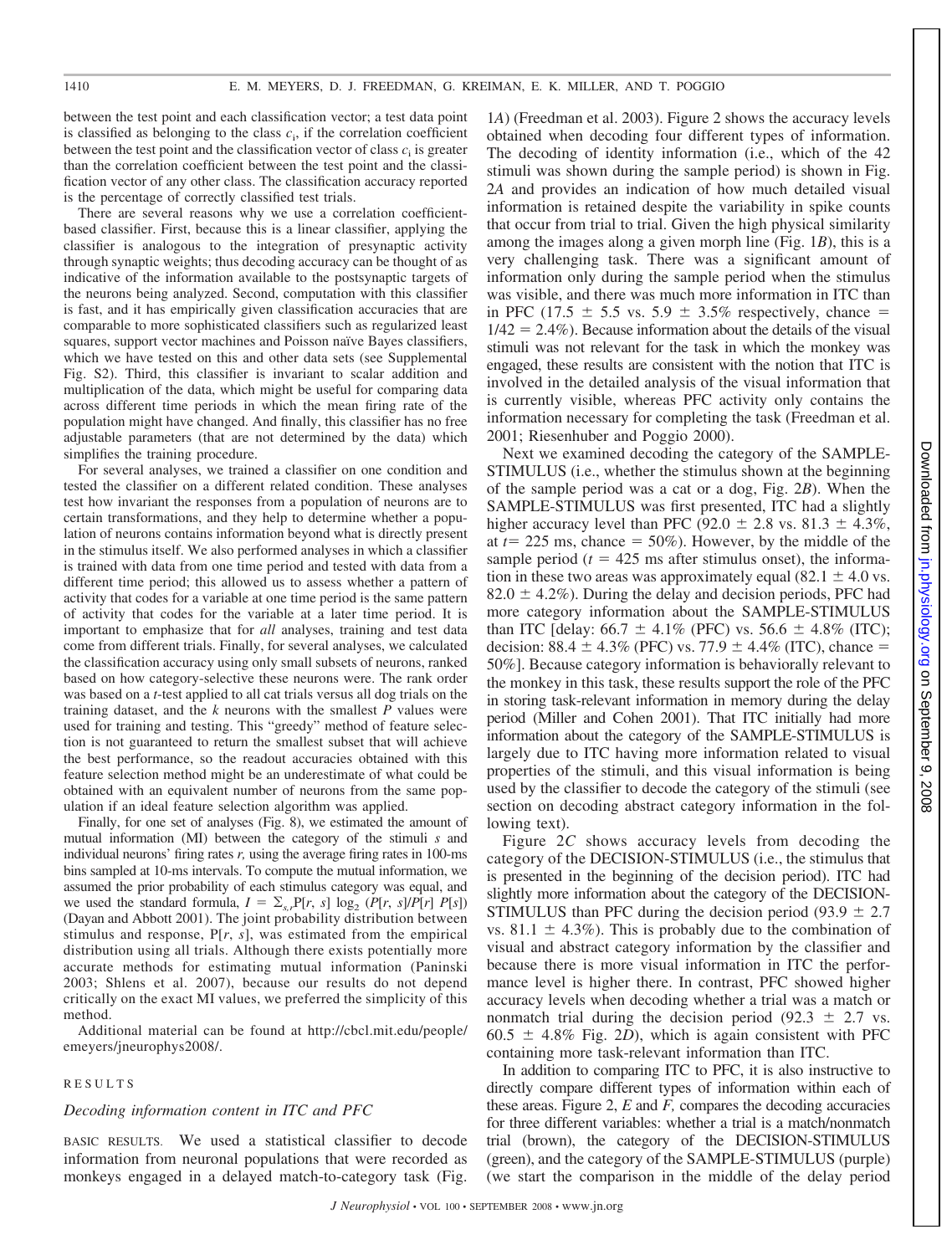between the test point and each classification vector; a test data point is classified as belonging to the class $c_i$, if the correlation coefficient between the test point and the classification vector of class $c_i$ is greater than the correlation coefficient between the test point and the classification vector of any other class. The classification accuracy reported is the percentage of correctly classified test trials.

There are several reasons why we use a correlation coefficient-based classifier. First, because this is a linear classifier, applying the classifier is analogous to the integration of presynaptic activity through synaptic weights; thus decoding accuracy can be thought of as indicative of the information available to the postsynaptic targets of the neurons being analyzed. Second, computation with this classifier is fast, and it has empirically given classification accuracies that are comparable to more sophisticated classifiers such as regularized least squares, support vector machines and Poisson naïve Bayes classifiers, which we have tested on this and other data sets (see Supplemental Fig. S2). Third, this classifier is invariant to scalar addition and multiplication of the data, which might be useful for comparing data across different time periods in which the mean firing rate of the population might have changed. And finally, this classifier has no free adjustable parameters (that are not determined by the data) which simplifies the training procedure.

For several analyses, we trained a classifier on one condition and tested the classifier on a different related condition. These analyses test how invariant the responses from a population of neurons are to certain transformations, and they help to determine whether a population of neurons contains information beyond what is directly present in the stimulus itself. We also performed analyses in which a classifier is trained with data from one time period and tested with data from a different time period; this allowed us to assess whether a pattern of activity that codes for a variable at one time period is the same pattern of activity that codes for the variable at a later time period. It is important to emphasize that for *all* analyses, training and test data come from different trials. Finally, for several analyses, we calculated the classification accuracy using only small subsets of neurons, ranked based on how category-selective these neurons were. The rank order was based on a *t*-test applied to all cat trials versus all dog trials on the training dataset, and the *k* neurons with the smallest *P* values were used for training and testing. This "greedy" method of feature selection is not guaranteed to return the smallest subset that will achieve the best performance, so the readout accuracies obtained with this feature selection method might be an underestimate of what could be obtained with an equivalent number of neurons from the same population if an ideal feature selection algorithm was applied.

Finally, for one set of analyses (Fig. 8), we estimated the amount of mutual information (MI) between the category of the stimuli *s* and individual neurons' firing rates *r,* using the average firing rates in 100-ms bins sampled at 10-ms intervals. To compute the mutual information, we assumed the prior probability of each stimulus category was equal, and we used the standard formula, $I = \Sigma_{s,r} P[r, s] \log_2 (P[r, s]/P[r] \, P[s])$ (Dayan and Abbott 2001). The joint probability distribution between stimulus and response, $P[r, s]$, was estimated from the empirical distribution using all trials. Although there exists potentially more accurate methods for estimating mutual information (Paninski 2003; Shlens et al. 2007), because our results do not depend critically on the exact MI values, we preferred the simplicity of this method.

Additional material can be found at http://cbcl.mit.edu/people/emeyers/jneurophys2008/.

## RESULTS

### Decoding information content in ITC and PFC

BASIC RESULTS. We used a statistical classifier to decode information from neuronal populations that were recorded as monkeys engaged in a delayed match-to-category task (Fig. 1*A*) (Freedman et al. 2003). Figure 2 shows the accuracy levels obtained when decoding four different types of information. The decoding of identity information (i.e., which of the 42 stimuli was shown during the sample period) is shown in Fig. 2*A* and provides an indication of how much detailed visual information is retained despite the variability in spike counts that occur from trial to trial. Given the high physical similarity among the images along a given morph line (Fig. 1*B*), this is a very challenging task. There was a significant amount of information only during the sample period when the stimulus was visible, and there was much more information in ITC than in PFC (17.5 ± 5.5 vs. 5.9 ± 3.5% respectively, chance = 1/42 = 2.4%). Because information about the details of the visual stimuli was not relevant for the task in which the monkey was engaged, these results are consistent with the notion that ITC is involved in the detailed analysis of the visual information that is currently visible, whereas PFC activity only contains the information necessary for completing the task (Freedman et al. 2001; Riesenhuber and Poggio 2000).

Next we examined decoding the category of the SAMPLE-STIMULUS (i.e., whether the stimulus shown at the beginning of the sample period was a cat or a dog, Fig. 2*B*). When the SAMPLE-STIMULUS was first presented, ITC had a slightly higher accuracy level than PFC (92.0 ± 2.8 vs. 81.3 ± 4.3%, at $t$= 225 ms, chance = 50%). However, by the middle of the sample period ($t$ = 425 ms after stimulus onset), the information in these two areas was approximately equal (82.1 ± 4.0 vs. 82.0 ± 4.2%). During the delay and decision periods, PFC had more category information about the SAMPLE-STIMULUS than ITC [delay: 66.7 ± 4.1% (PFC) vs. 56.6 ± 4.8% (ITC); decision: 88.4 ± 4.3% (PFC) vs. 77.9 ± 4.4% (ITC), chance = 50%]. Because category information is behaviorally relevant to the monkey in this task, these results support the role of the PFC in storing task-relevant information in memory during the delay period (Miller and Cohen 2001). That ITC initially had more information about the category of the SAMPLE-STIMULUS is largely due to ITC having more information related to visual properties of the stimuli, and this visual information is being used by the classifier to decode the category of the stimuli (see section on decoding abstract category information in the following text).

Figure 2*C* shows accuracy levels from decoding the category of the DECISION-STIMULUS (i.e., the stimulus that is presented in the beginning of the decision period). ITC had slightly more information about the category of the DECISION-STIMULUS than PFC during the decision period (93.9 ± 2.7 vs. 81.1 ± 4.3%). This is probably due to the combination of visual and abstract category information by the classifier and because there is more visual information in ITC the performance level is higher there. In contrast, PFC showed higher accuracy levels when decoding whether a trial was a match or nonmatch trial during the decision period (92.3 ± 2.7 vs. 60.5 ± 4.8% Fig. 2*D*), which is again consistent with PFC containing more task-relevant information than ITC.

In addition to comparing ITC to PFC, it is also instructive to directly compare different types of information within each of these areas. Figure 2, *E* and *F,* compares the decoding accuracies for three different variables: whether a trial is a match/nonmatch trial (brown), the category of the DECISION-STIMULUS (green), and the category of the SAMPLE-STIMULUS (purple) (we start the comparison in the middle of the delay period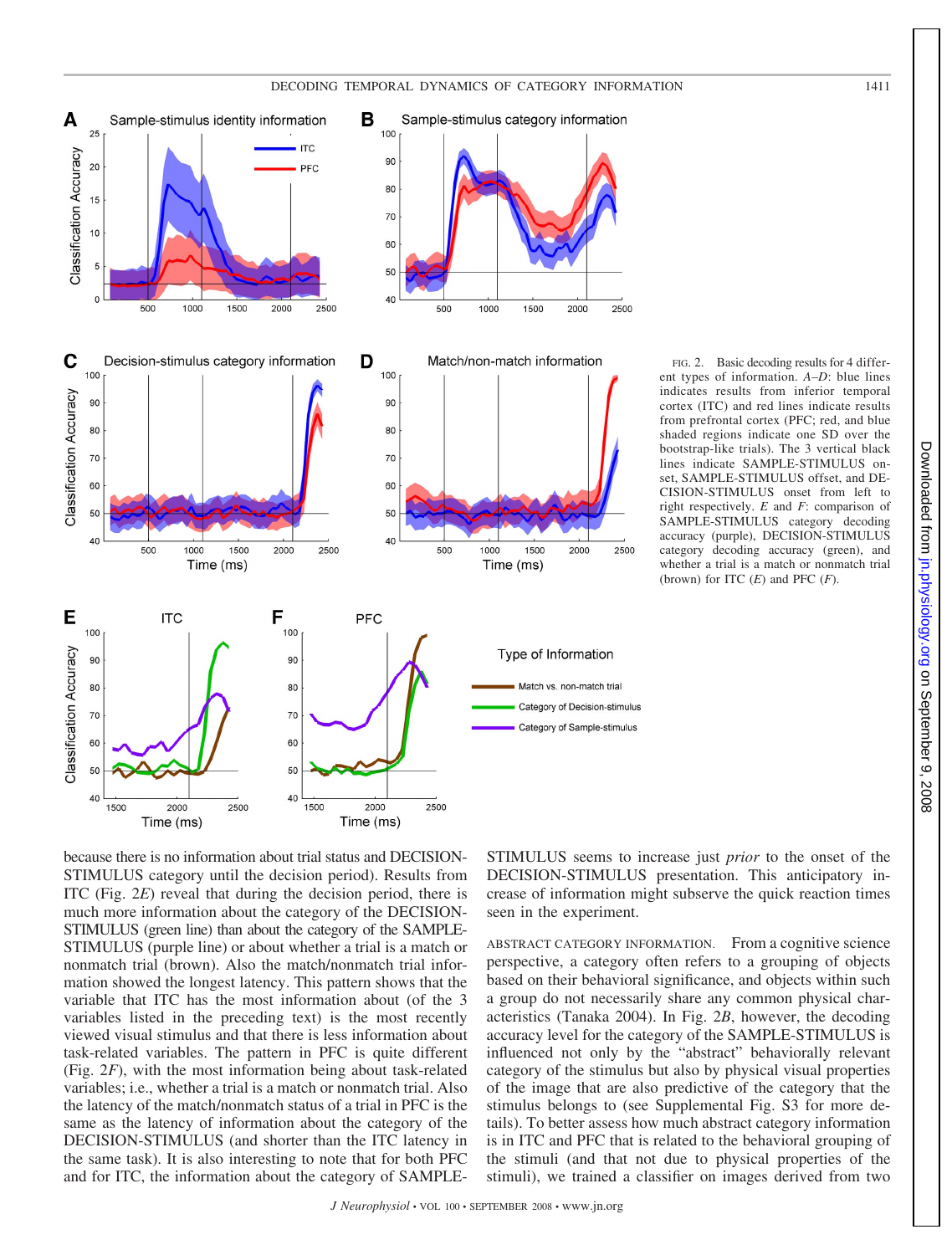FIG. 2. Basic decoding results for 4 different types of information. *A–D*: blue lines indicates results from inferior temporal cortex (ITC) and red lines indicate results from prefrontal cortex (PFC; red, and blue shaded regions indicate one SD over the bootstrap-like trials). The 3 vertical black lines indicate SAMPLE-STIMULUS onset, SAMPLE-STIMULUS offset, and DECISION-STIMULUS onset from left to right respectively. *E* and *F*: comparison of SAMPLE-STIMULUS category decoding accuracy (purple), DECISION-STIMULUS category decoding accuracy (green), and whether a trial is a match or nonmatch trial (brown) for ITC (*E*) and PFC (*F*).

because there is no information about trial status and DECISION-STIMULUS category until the decision period). Results from ITC (Fig. 2*E*) reveal that during the decision period, there is much more information about the category of the DECISION-STIMULUS (green line) than about the category of the SAMPLE-STIMULUS (purple line) or about whether a trial is a match or nonmatch trial (brown). Also the match/nonmatch trial information showed the longest latency. This pattern shows that the variable that ITC has the most information about (of the 3 variables listed in the preceding text) is the most recently viewed visual stimulus and that there is less information about task-related variables. The pattern in PFC is quite different (Fig. 2*F*), with the most information being about task-related variables; i.e., whether a trial is a match or nonmatch trial. Also the latency of the match/nonmatch status of a trial in PFC is the same as the latency of information about the category of the DECISION-STIMULUS (and shorter than the ITC latency in the same task). It is also interesting to note that for both PFC and for ITC, the information about the category of SAMPLE-STIMULUS seems to increase just *prior* to the onset of the DECISION-STIMULUS presentation. This anticipatory increase of information might subserve the quick reaction times seen in the experiment.

ABSTRACT CATEGORY INFORMATION. From a cognitive science perspective, a category often refers to a grouping of objects based on their behavioral significance, and objects within such a group do not necessarily share any common physical characteristics (Tanaka 2004). In Fig. 2*B*, however, the decoding accuracy level for the category of the SAMPLE-STIMULUS is influenced not only by the "abstract" behaviorally relevant category of the stimulus but also by physical visual properties of the image that are also predictive of the category that the stimulus belongs to (see Supplemental Fig. S3 for more details). To better assess how much abstract category information is in ITC and PFC that is related to the behavioral grouping of the stimuli (and that not due to physical properties of the stimuli), we trained a classifier on images derived from two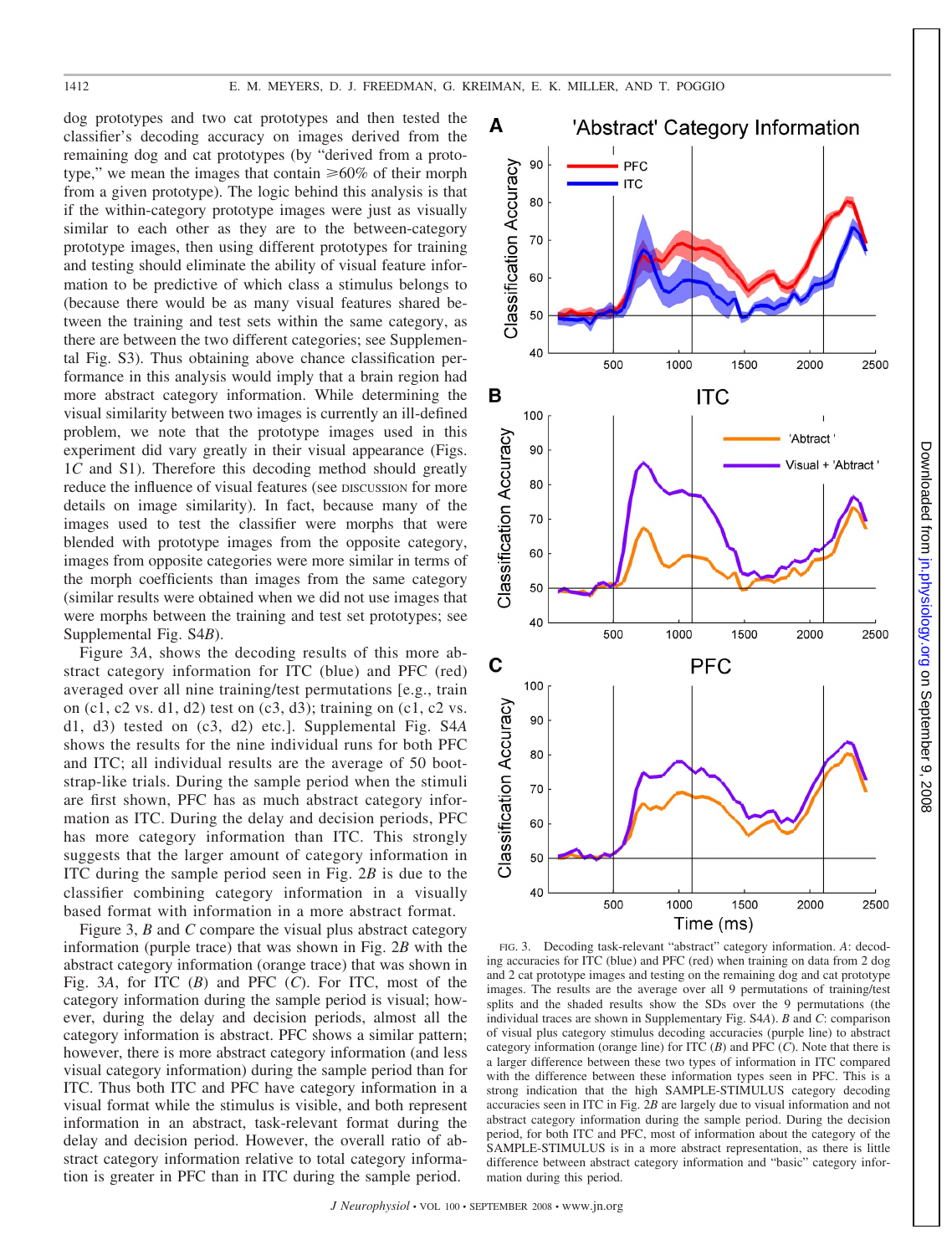dog prototypes and two cat prototypes and then tested the classifier's decoding accuracy on images derived from the remaining dog and cat prototypes (by "derived from a prototype," we mean the images that contain ⩾60% of their morph from a given prototype). The logic behind this analysis is that if the within-category prototype images were just as visually similar to each other as they are to the between-category prototype images, then using different prototypes for training and testing should eliminate the ability of visual feature information to be predictive of which class a stimulus belongs to (because there would be as many visual features shared between the training and test sets within the same category, as there are between the two different categories; see Supplemental Fig. S3). Thus obtaining above chance classification performance in this analysis would imply that a brain region had more abstract category information. While determining the visual similarity between two images is currently an ill-defined problem, we note that the prototype images used in this experiment did vary greatly in their visual appearance (Figs. 1*C* and S1). Therefore this decoding method should greatly reduce the influence of visual features (see DISCUSSION for more details on image similarity). In fact, because many of the images used to test the classifier were morphs that were blended with prototype images from the opposite category, images from opposite categories were more similar in terms of the morph coefficients than images from the same category (similar results were obtained when we did not use images that were morphs between the training and test set prototypes; see Supplemental Fig. S4*B*).

Figure 3*A*, shows the decoding results of this more abstract category information for ITC (blue) and PFC (red) averaged over all nine training/test permutations [e.g., train on (c1, c2 vs. d1, d2) test on (c3, d3); training on (c1, c2 vs. d1, d3) tested on (c3, d2) etc.]. Supplemental Fig. S4*A* shows the results for the nine individual runs for both PFC and ITC; all individual results are the average of 50 bootstrap-like trials. During the sample period when the stimuli are first shown, PFC has as much abstract category information as ITC. During the delay and decision periods, PFC has more category information than ITC. This strongly suggests that the larger amount of category information in ITC during the sample period seen in Fig. 2*B* is due to the classifier combining category information in a visually based format with information in a more abstract format.

Figure 3, *B* and *C* compare the visual plus abstract category information (purple trace) that was shown in Fig. 2*B* with the abstract category information (orange trace) that was shown in Fig. 3*A*, for ITC (*B*) and PFC (*C*). For ITC, most of the category information during the sample period is visual; however, during the delay and decision periods, almost all the category information is abstract. PFC shows a similar pattern; however, there is more abstract category information (and less visual category information) during the sample period than for ITC. Thus both ITC and PFC have category information in a visual format while the stimulus is visible, and both represent information in an abstract, task-relevant format during the delay and decision period. However, the overall ratio of abstract category information relative to total category information is greater in PFC than in ITC during the sample period.

FIG. 3. Decoding task-relevant "abstract" category information. *A*: decoding accuracies for ITC (blue) and PFC (red) when training on data from 2 dog and 2 cat prototype images and testing on the remaining dog and cat prototype images. The results are the average over all 9 permutations of training/test splits and the shaded results show the SDs over the 9 permutations (the individual traces are shown in Supplementary Fig. S4*A*). *B* and *C*: comparison of visual plus category stimulus decoding accuracies (purple line) to abstract category information (orange line) for ITC (*B*) and PFC (*C*). Note that there is a larger difference between these two types of information in ITC compared with the difference between these information types seen in PFC. This is a strong indication that the high SAMPLE-STIMULUS category decoding accuracies seen in ITC in Fig. 2*B* are largely due to visual information and not abstract category information during the sample period. During the decision period, for both ITC and PFC, most of information about the category of the SAMPLE-STIMULUS is in a more abstract representation, as there is little difference between abstract category information and "basic" category information during this period.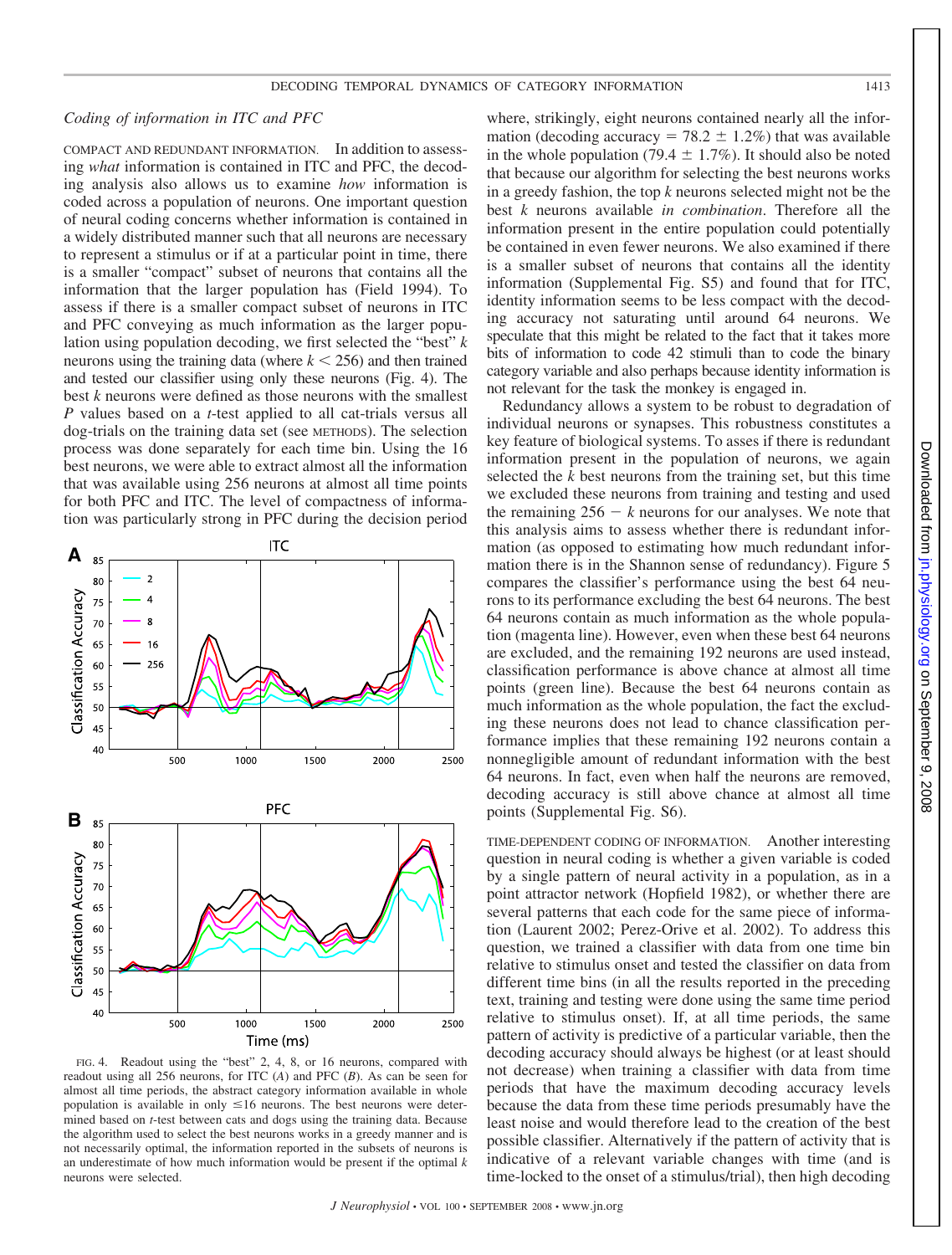### Coding of information in ITC and PFC

COMPACT AND REDUNDANT INFORMATION. In addition to assessing *what* information is contained in ITC and PFC, the decoding analysis also allows us to examine *how* information is coded across a population of neurons. One important question of neural coding concerns whether information is contained in a widely distributed manner such that all neurons are necessary to represent a stimulus or if at a particular point in time, there is a smaller "compact" subset of neurons that contains all the information that the larger population has (Field 1994). To assess if there is a smaller compact subset of neurons in ITC and PFC conveying as much information as the larger population using population decoding, we first selected the "best" $k$ neurons using the training data (where $k < 256$) and then trained and tested our classifier using only these neurons (Fig. 4). The best $k$ neurons were defined as those neurons with the smallest $P$ values based on a $t$-test applied to all cat-trials versus all dog-trials on the training data set (see METHODS). The selection process was done separately for each time bin. Using the 16 best neurons, we were able to extract almost all the information that was available using 256 neurons at almost all time points for both PFC and ITC. The level of compactness of information was particularly strong in PFC during the decision period where, strikingly, eight neurons contained nearly all the information (decoding accuracy = 78.2 ± 1.2%) that was available in the whole population (79.4 ± 1.7%). It should also be noted that because our algorithm for selecting the best neurons works in a greedy fashion, the top $k$ neurons selected might not be the best $k$ neurons available *in combination*. Therefore all the information present in the entire population could potentially be contained in even fewer neurons. We also examined if there is a smaller subset of neurons that contains all the identity information (Supplemental Fig. S5) and found that for ITC, identity information seems to be less compact with the decoding accuracy not saturating until around 64 neurons. We speculate that this might be related to the fact that it takes more bits of information to code 42 stimuli than to code the binary category variable and also perhaps because identity information is not relevant for the task the monkey is engaged in.

FIG. 4. Readout using the "best" 2, 4, 8, or 16 neurons, compared with readout using all 256 neurons, for ITC (*A*) and PFC (*B*). As can be seen for almost all time periods, the abstract category information available in whole population is available in only ≤16 neurons. The best neurons were determined based on $t$-test between cats and dogs using the training data. Because the algorithm used to select the best neurons works in a greedy manner and is not necessarily optimal, the information reported in the subsets of neurons is an underestimate of how much information would be present if the optimal $k$ neurons were selected.

Redundancy allows a system to be robust to degradation of individual neurons or synapses. This robustness constitutes a key feature of biological systems. To asses if there is redundant information present in the population of neurons, we again selected the $k$ best neurons from the training set, but this time we excluded these neurons from training and testing and used the remaining $256 - k$ neurons for our analyses. We note that this analysis aims to assess whether there is redundant information (as opposed to estimating how much redundant information there is in the Shannon sense of redundancy). Figure 5 compares the classifier's performance using the best 64 neurons to its performance excluding the best 64 neurons. The best 64 neurons contain as much information as the whole population (magenta line). However, even when these best 64 neurons are excluded, and the remaining 192 neurons are used instead, classification performance is above chance at almost all time points (green line). Because the best 64 neurons contain as much information as the whole population, the fact the excluding these neurons does not lead to chance classification performance implies that these remaining 192 neurons contain a nonnegligible amount of redundant information with the best 64 neurons. In fact, even when half the neurons are removed, decoding accuracy is still above chance at almost all time points (Supplemental Fig. S6).

TIME-DEPENDENT CODING OF INFORMATION. Another interesting question in neural coding is whether a given variable is coded by a single pattern of neural activity in a population, as in a point attractor network (Hopfield 1982), or whether there are several patterns that each code for the same piece of information (Laurent 2002; Perez-Orive et al. 2002). To address this question, we trained a classifier with data from one time bin relative to stimulus onset and tested the classifier on data from different time bins (in all the results reported in the preceding text, training and testing were done using the same time period relative to stimulus onset). If, at all time periods, the same pattern of activity is predictive of a particular variable, then the decoding accuracy should always be highest (or at least should not decrease) when training a classifier with data from time periods that have the maximum decoding accuracy levels because the data from these time periods presumably have the least noise and would therefore lead to the creation of the best possible classifier. Alternatively if the pattern of activity that is indicative of a relevant variable changes with time (and is time-locked to the onset of a stimulus/trial), then high decoding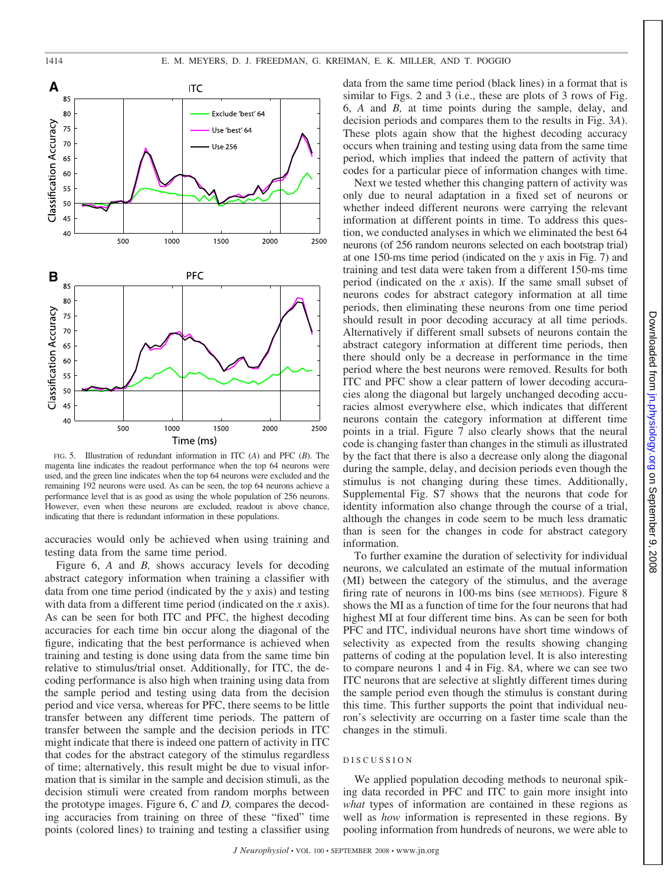FIG. 5. Illustration of redundant information in ITC (*A*) and PFC (*B*). The magenta line indicates the readout performance when the top 64 neurons were used, and the green line indicates when the top 64 neurons were excluded and the remaining 192 neurons were used. As can be seen, the top 64 neurons achieve a performance level that is as good as using the whole population of 256 neurons. However, even when these neurons are excluded, readout is above chance, indicating that there is redundant information in these populations.

accuracies would only be achieved when using training and testing data from the same time period.

Figure 6, *A* and *B,* shows accuracy levels for decoding abstract category information when training a classifier with data from one time period (indicated by the *y* axis) and testing with data from a different time period (indicated on the *x* axis). As can be seen for both ITC and PFC, the highest decoding accuracies for each time bin occur along the diagonal of the figure, indicating that the best performance is achieved when training and testing is done using data from the same time bin relative to stimulus/trial onset. Additionally, for ITC, the decoding performance is also high when training using data from the sample period and testing using data from the decision period and vice versa, whereas for PFC, there seems to be little transfer between any different time periods. The pattern of transfer between the sample and the decision periods in ITC might indicate that there is indeed one pattern of activity in ITC that codes for the abstract category of the stimulus regardless of time; alternatively, this result might be due to visual information that is similar in the sample and decision stimuli, as the decision stimuli were created from random morphs between the prototype images. Figure 6, *C* and *D,* compares the decoding accuracies from training on three of these "fixed" time points (colored lines) to training and testing a classifier using data from the same time period (black lines) in a format that is similar to Figs. 2 and 3 (i.e., these are plots of 3 rows of Fig. 6, *A* and *B,* at time points during the sample, delay, and decision periods and compares them to the results in Fig. 3*A*). These plots again show that the highest decoding accuracy occurs when training and testing using data from the same time period, which implies that indeed the pattern of activity that codes for a particular piece of information changes with time.

Next we tested whether this changing pattern of activity was only due to neural adaptation in a fixed set of neurons or whether indeed different neurons were carrying the relevant information at different points in time. To address this question, we conducted analyses in which we eliminated the best 64 neurons (of 256 random neurons selected on each bootstrap trial) at one 150-ms time period (indicated on the *y* axis in Fig. 7) and training and test data were taken from a different 150-ms time period (indicated on the *x* axis). If the same small subset of neurons codes for abstract category information at all time periods, then eliminating these neurons from one time period should result in poor decoding accuracy at all time periods. Alternatively if different small subsets of neurons contain the abstract category information at different time periods, then there should only be a decrease in performance in the time period where the best neurons were removed. Results for both ITC and PFC show a clear pattern of lower decoding accuracies along the diagonal but largely unchanged decoding accuracies almost everywhere else, which indicates that different neurons contain the category information at different time points in a trial. Figure 7 also clearly shows that the neural code is changing faster than changes in the stimuli as illustrated by the fact that there is also a decrease only along the diagonal during the sample, delay, and decision periods even though the stimulus is not changing during these times. Additionally, Supplemental Fig. S7 shows that the neurons that code for identity information also change through the course of a trial, although the changes in code seem to be much less dramatic than is seen for the changes in code for abstract category information.

To further examine the duration of selectivity for individual neurons, we calculated an estimate of the mutual information (MI) between the category of the stimulus, and the average firing rate of neurons in 100-ms bins (see METHODS). Figure 8 shows the MI as a function of time for the four neurons that had highest MI at four different time bins. As can be seen for both PFC and ITC, individual neurons have short time windows of selectivity as expected from the results showing changing patterns of coding at the population level. It is also interesting to compare neurons 1 and 4 in Fig. 8*A*, where we can see two ITC neurons that are selective at slightly different times during the sample period even though the stimulus is constant during this time. This further supports the point that individual neuron's selectivity are occurring on a faster time scale than the changes in the stimuli.

## DISCUSSION

We applied population decoding methods to neuronal spiking data recorded in PFC and ITC to gain more insight into *what* types of information are contained in these regions as well as *how* information is represented in these regions. By pooling information from hundreds of neurons, we were able to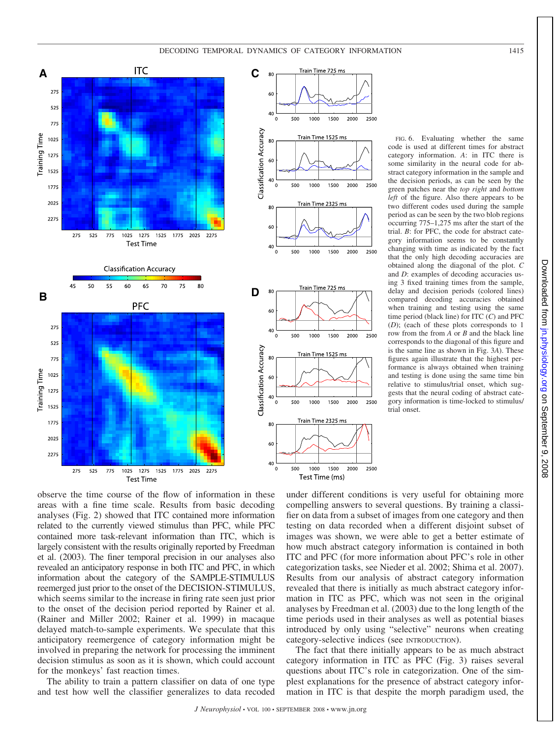FIG. 6. Evaluating whether the same code is used at different times for abstract category information. *A*: in ITC there is some similarity in the neural code for abstract category information in the sample and the decision periods, as can be seen by the green patches near the *top right* and *bottom left* of the figure. Also there appears to be two different codes used during the sample period as can be seen by the two blob regions occurring 775–1,275 ms after the start of the trial. *B*: for PFC, the code for abstract category information seems to be constantly changing with time as indicated by the fact that the only high decoding accuracies are obtained along the diagonal of the plot. *C* and *D*: examples of decoding accuracies using 3 fixed training times from the sample, delay and decision periods (colored lines) compared decoding accuracies obtained when training and testing using the same time period (black line) for ITC (*C*) and PFC (*D*); (each of these plots corresponds to 1 row from the from *A* or *B* and the black line corresponds to the diagonal of this figure and is the same line as shown in Fig. 3*A*). These figures again illustrate that the highest performance is always obtained when training and testing is done using the same time bin relative to stimulus/trial onset, which suggests that the neural coding of abstract category information is time-locked to stimulus/trial onset.

observe the time course of the flow of information in these areas with a fine time scale. Results from basic decoding analyses (Fig. 2) showed that ITC contained more information related to the currently viewed stimulus than PFC, while PFC contained more task-relevant information than ITC, which is largely consistent with the results originally reported by Freedman et al. (2003). The finer temporal precision in our analyses also revealed an anticipatory response in both ITC and PFC, in which information about the category of the SAMPLE-STIMULUS reemerged just prior to the onset of the DECISION-STIMULUS, which seems similar to the increase in firing rate seen just prior to the onset of the decision period reported by Rainer et al. (Rainer and Miller 2002; Rainer et al. 1999) in macaque delayed match-to-sample experiments. We speculate that this anticipatory reemergence of category information might be involved in preparing the network for processing the imminent decision stimulus as soon as it is shown, which could account for the monkeys' fast reaction times.

The ability to train a pattern classifier on data of one type and test how well the classifier generalizes to data recoded under different conditions is very useful for obtaining more compelling answers to several questions. By training a classifier on data from a subset of images from one category and then testing on data recorded when a different disjoint subset of images was shown, we were able to get a better estimate of how much abstract category information is contained in both ITC and PFC (for more information about PFC's role in other categorization tasks, see Nieder et al. 2002; Shima et al. 2007). Results from our analysis of abstract category information revealed that there is initially as much abstract category information in ITC as PFC, which was not seen in the original analyses by Freedman et al. (2003) due to the long length of the time periods used in their analyses as well as potential biases introduced by only using "selective" neurons when creating category-selective indices (see INTRODUCTION).

The fact that there initially appears to be as much abstract category information in ITC as PFC (Fig. 3) raises several questions about ITC's role in categorization. One of the simplest explanations for the presence of abstract category information in ITC is that despite the morph paradigm used, the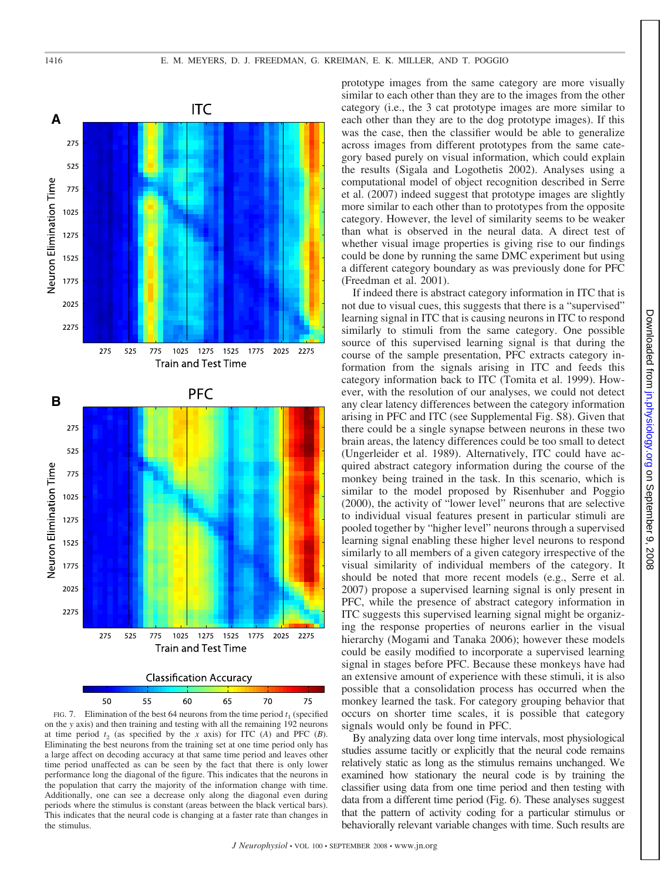ITC

A

Neuron Elimination Time

275
525
775
1025
1275
1525
1775
2025
2275

275 525 775 1025 1275 1525 1775 2025 2275

Train and Test Time

PFC

B

Neuron Elimination Time

275
525
775
1025
1275
1525
1775
2025
2275

275 525 775 1025 1275 1525 1775 2025 2275

Train and Test Time

Classification Accuracy

50 55 60 65 70 75

FIG. 7. Elimination of the best 64 neurons from the time period $t_1$ (specified on the y axis) and then training and testing with all the remaining 192 neurons at time period $t_2$ (as specified by the x axis) for ITC (A) and PFC (B). Eliminating the best neurons from the training set at one time period only has a large affect on decoding accuracy at that same time period and leaves other time period unaffected as can be seen by the fact that there is only lower performance long the diagonal of the figure. This indicates that the neurons in the population that carry the majority of the information change with time. Additionally, one can see a decrease only along the diagonal even during periods where the stimulus is constant (areas between the black vertical bars). This indicates that the neural code is changing at a faster rate than changes in the stimulus.

prototype images from the same category are more visually similar to each other than they are to the images from the other category (i.e., the 3 cat prototype images are more similar to each other than they are to the dog prototype images). If this was the case, then the classifier would be able to generalize across images from different prototypes from the same category based purely on visual information, which could explain the results (Sigala and Logothetis 2002). Analyses using a computational model of object recognition described in Serre et al. (2007) indeed suggest that prototype images are slightly more similar to each other than to prototypes from the opposite category. However, the level of similarity seems to be weaker than what is observed in the neural data. A direct test of whether visual image properties is giving rise to our findings could be done by running the same DMC experiment but using a different category boundary as was previously done for PFC (Freedman et al. 2001).

If indeed there is abstract category information in ITC that is not due to visual cues, this suggests that there is a "supervised" learning signal in ITC that is causing neurons in ITC to respond similarly to stimuli from the same category. One possible source of this supervised learning signal is that during the course of the sample presentation, PFC extracts category information from the signals arising in ITC and feeds this category information back to ITC (Tomita et al. 1999). However, with the resolution of our analyses, we could not detect any clear latency differences between the category information arising in PFC and ITC (see Supplemental Fig. S8). Given that there could be a single synapse between neurons in these two brain areas, the latency differences could be too small to detect (Ungerleider et al. 1989). Alternatively, ITC could have acquired abstract category information during the course of the monkey being trained in the task. In this scenario, which is similar to the model proposed by Risenhuber and Poggio (2000), the activity of "lower level" neurons that are selective to individual visual features present in particular stimuli are pooled together by "higher level" neurons through a supervised learning signal enabling these higher level neurons to respond similarly to all members of a given category irrespective of the visual similarity of individual members of the category. It should be noted that more recent models (e.g., Serre et al. 2007) propose a supervised learning signal is only present in PFC, while the presence of abstract category information in ITC suggests this supervised learning signal might be organizing the response properties of neurons earlier in the visual hierarchy (Mogami and Tanaka 2006); however these models could be easily modified to incorporate a supervised learning signal in stages before PFC. Because these monkeys have had an extensive amount of experience with these stimuli, it is also possible that a consolidation process has occurred when the monkey learned the task. For category grouping behavior that occurs on shorter time scales, it is possible that category signals would only be found in PFC.

By analyzing data over long time intervals, most physiological studies assume tacitly or explicitly that the neural code remains relatively static as long as the stimulus remains unchanged. We examined how stationary the neural code is by training the classifier using data from one time period and then testing with data from a different time period (Fig. 6). These analyses suggest that the pattern of activity coding for a particular stimulus or behaviorally relevant variable changes with time. Such results are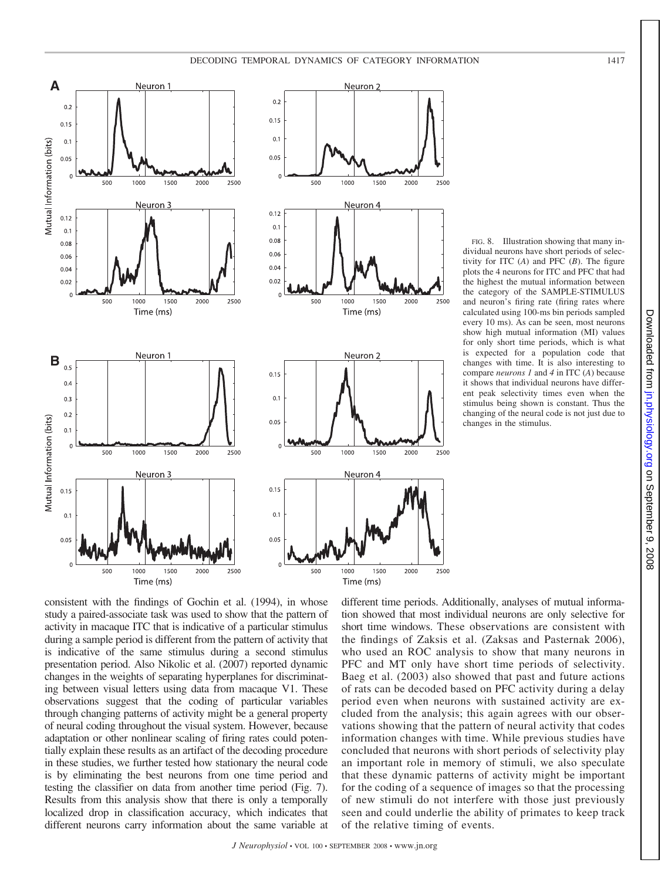FIG. 8. Illustration showing that many individual neurons have short periods of selectivity for ITC (*A*) and PFC (*B*). The figure plots the 4 neurons for ITC and PFC that had the highest the mutual information between the category of the SAMPLE-STIMULUS and neuron's firing rate (firing rates where calculated using 100-ms bin periods sampled every 10 ms). As can be seen, most neurons show high mutual information (MI) values for only short time periods, which is what is expected for a population code that changes with time. It is also interesting to compare *neurons 1* and *4* in ITC (*A*) because it shows that individual neurons have different peak selectivity times even when the stimulus being shown is constant. Thus the changing of the neural code is not just due to changes in the stimulus.

consistent with the findings of Gochin et al. (1994), in whose study a paired-associate task was used to show that the pattern of activity in macaque ITC that is indicative of a particular stimulus during a sample period is different from the pattern of activity that is indicative of the same stimulus during a second stimulus presentation period. Also Nikolic et al. (2007) reported dynamic changes in the weights of separating hyperplanes for discriminating between visual letters using data from macaque V1. These observations suggest that the coding of particular variables through changing patterns of activity might be a general property of neural coding throughout the visual system. However, because adaptation or other nonlinear scaling of firing rates could potentially explain these results as an artifact of the decoding procedure in these studies, we further tested how stationary the neural code is by eliminating the best neurons from one time period and testing the classifier on data from another time period (Fig. 7). Results from this analysis show that there is only a temporally localized drop in classification accuracy, which indicates that different neurons carry information about the same variable at different time periods. Additionally, analyses of mutual information showed that most individual neurons are only selective for short time windows. These observations are consistent with the findings of Zaksis et al. (Zaksas and Pasternak 2006), who used an ROC analysis to show that many neurons in PFC and MT only have short time periods of selectivity. Baeg et al. (2003) also showed that past and future actions of rats can be decoded based on PFC activity during a delay period even when neurons with sustained activity are excluded from the analysis; this again agrees with our observations showing that the pattern of neural activity that codes information changes with time. While previous studies have concluded that neurons with short periods of selectivity play an important role in memory of stimuli, we also speculate that these dynamic patterns of activity might be important for the coding of a sequence of images so that the processing of new stimuli do not interfere with those just previously seen and could underlie the ability of primates to keep track of the relative timing of events.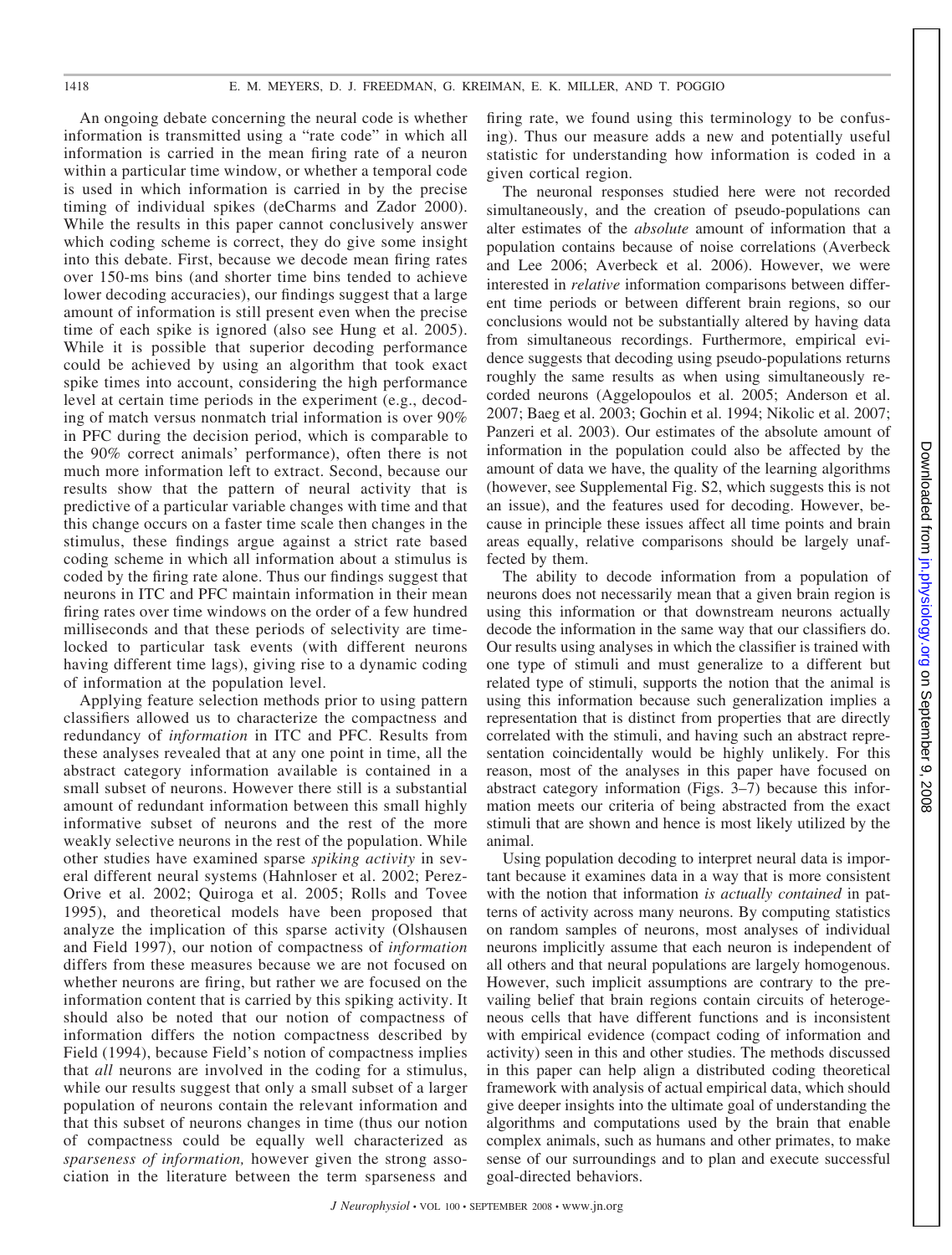An ongoing debate concerning the neural code is whether information is transmitted using a "rate code" in which all information is carried in the mean firing rate of a neuron within a particular time window, or whether a temporal code is used in which information is carried in by the precise timing of individual spikes (deCharms and Zador 2000). While the results in this paper cannot conclusively answer which coding scheme is correct, they do give some insight into this debate. First, because we decode mean firing rates over 150-ms bins (and shorter time bins tended to achieve lower decoding accuracies), our findings suggest that a large amount of information is still present even when the precise time of each spike is ignored (also see Hung et al. 2005). While it is possible that superior decoding performance could be achieved by using an algorithm that took exact spike times into account, considering the high performance level at certain time periods in the experiment (e.g., decoding of match versus nonmatch trial information is over 90% in PFC during the decision period, which is comparable to the 90% correct animals' performance), often there is not much more information left to extract. Second, because our results show that the pattern of neural activity that is predictive of a particular variable changes with time and that this change occurs on a faster time scale then changes in the stimulus, these findings argue against a strict rate based coding scheme in which all information about a stimulus is coded by the firing rate alone. Thus our findings suggest that neurons in ITC and PFC maintain information in their mean firing rates over time windows on the order of a few hundred milliseconds and that these periods of selectivity are time-locked to particular task events (with different neurons having different time lags), giving rise to a dynamic coding of information at the population level.

Applying feature selection methods prior to using pattern classifiers allowed us to characterize the compactness and redundancy of *information* in ITC and PFC. Results from these analyses revealed that at any one point in time, all the abstract category information available is contained in a small subset of neurons. However there still is a substantial amount of redundant information between this small highly informative subset of neurons and the rest of the more weakly selective neurons in the rest of the population. While other studies have examined sparse *spiking activity* in several different neural systems (Hahnloser et al. 2002; Perez-Orive et al. 2002; Quiroga et al. 2005; Rolls and Tovee 1995), and theoretical models have been proposed that analyze the implication of this sparse activity (Olshausen and Field 1997), our notion of compactness of *information* differs from these measures because we are not focused on whether neurons are firing, but rather we are focused on the information content that is carried by this spiking activity. It should also be noted that our notion of compactness of information differs the notion compactness described by Field (1994), because Field's notion of compactness implies that *all* neurons are involved in the coding for a stimulus, while our results suggest that only a small subset of a larger population of neurons contain the relevant information and that this subset of neurons changes in time (thus our notion of compactness could be equally well characterized as *sparseness of information,* however given the strong association in the literature between the term sparseness and firing rate, we found using this terminology to be confusing). Thus our measure adds a new and potentially useful statistic for understanding how information is coded in a given cortical region.

The neuronal responses studied here were not recorded simultaneously, and the creation of pseudo-populations can alter estimates of the *absolute* amount of information that a population contains because of noise correlations (Averbeck and Lee 2006; Averbeck et al. 2006). However, we were interested in *relative* information comparisons between different time periods or between different brain regions, so our conclusions would not be substantially altered by having data from simultaneous recordings. Furthermore, empirical evidence suggests that decoding using pseudo-populations returns roughly the same results as when using simultaneously recorded neurons (Aggelopoulos et al. 2005; Anderson et al. 2007; Baeg et al. 2003; Gochin et al. 1994; Nikolic et al. 2007; Panzeri et al. 2003). Our estimates of the absolute amount of information in the population could also be affected by the amount of data we have, the quality of the learning algorithms (however, see Supplemental Fig. S2, which suggests this is not an issue), and the features used for decoding. However, because in principle these issues affect all time points and brain areas equally, relative comparisons should be largely unaffected by them.

The ability to decode information from a population of neurons does not necessarily mean that a given brain region is using this information or that downstream neurons actually decode the information in the same way that our classifiers do. Our results using analyses in which the classifier is trained with one type of stimuli and must generalize to a different but related type of stimuli, supports the notion that the animal is using this information because such generalization implies a representation that is distinct from properties that are directly correlated with the stimuli, and having such an abstract representation coincidentally would be highly unlikely. For this reason, most of the analyses in this paper have focused on abstract category information (Figs. 3–7) because this information meets our criteria of being abstracted from the exact stimuli that are shown and hence is most likely utilized by the animal.

Using population decoding to interpret neural data is important because it examines data in a way that is more consistent with the notion that information *is actually contained* in patterns of activity across many neurons. By computing statistics on random samples of neurons, most analyses of individual neurons implicitly assume that each neuron is independent of all others and that neural populations are largely homogenous. However, such implicit assumptions are contrary to the prevailing belief that brain regions contain circuits of heterogeneous cells that have different functions and is inconsistent with empirical evidence (compact coding of information and activity) seen in this and other studies. The methods discussed in this paper can help align a distributed coding theoretical framework with analysis of actual empirical data, which should give deeper insights into the ultimate goal of understanding the algorithms and computations used by the brain that enable complex animals, such as humans and other primates, to make sense of our surroundings and to plan and execute successful goal-directed behaviors.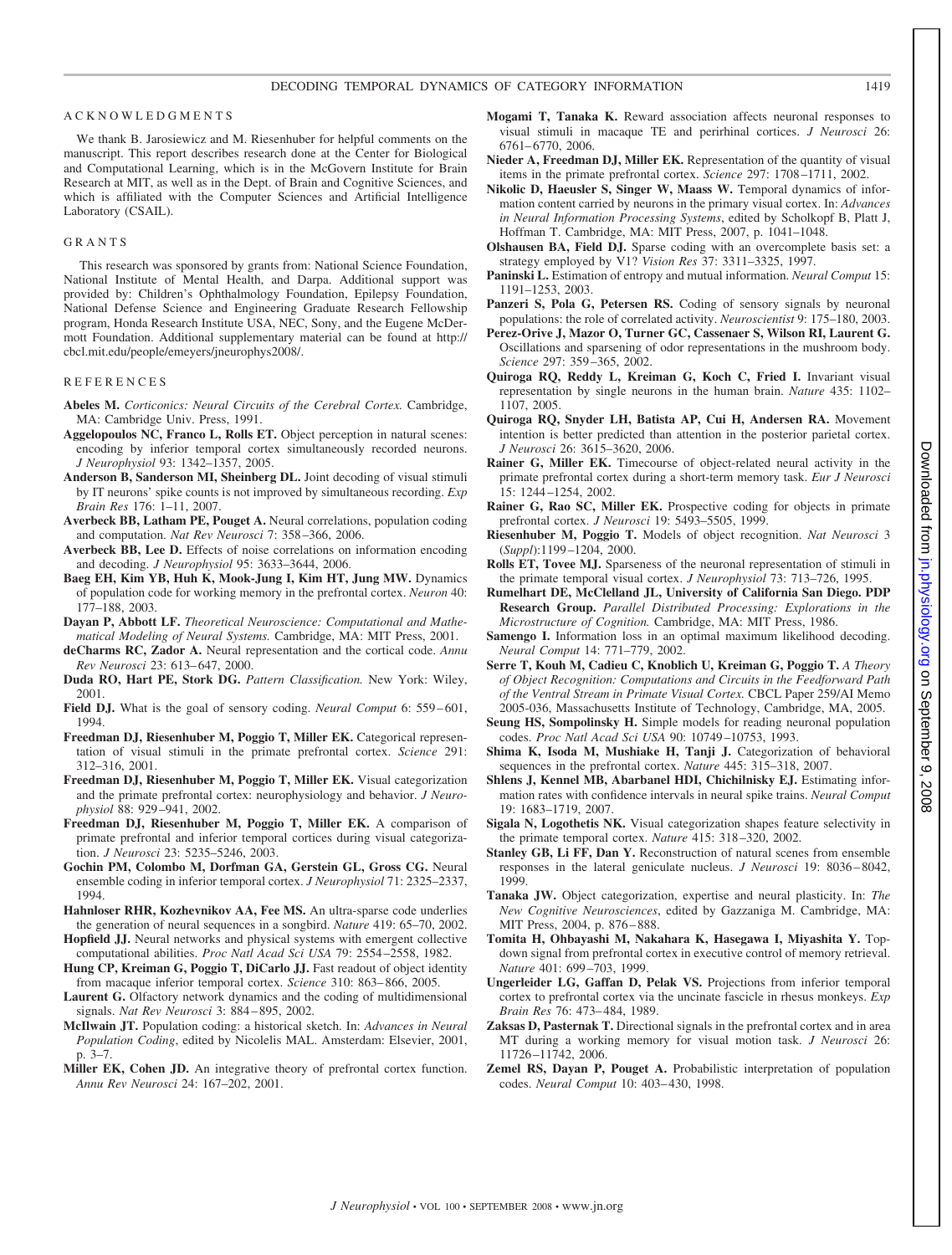## ACKNOWLEDGMENTS

We thank B. Jarosiewicz and M. Riesenhuber for helpful comments on the manuscript. This report describes research done at the Center for Biological and Computational Learning, which is in the McGovern Institute for Brain Research at MIT, as well as in the Dept. of Brain and Cognitive Sciences, and which is affiliated with the Computer Sciences and Artificial Intelligence Laboratory (CSAIL).

## GRANTS

This research was sponsored by grants from: National Science Foundation, National Institute of Mental Health, and Darpa. Additional support was provided by: Children's Ophthalmology Foundation, Epilepsy Foundation, National Defense Science and Engineering Graduate Research Fellowship program, Honda Research Institute USA, NEC, Sony, and the Eugene McDermott Foundation. Additional supplementary material can be found at http://cbcl.mit.edu/people/emeyers/jneurophys2008/.

## REFERENCES

**Abeles M.** *Corticonics: Neural Circuits of the Cerebral Cortex.* Cambridge, MA: Cambridge Univ. Press, 1991.

**Aggelopoulos NC, Franco L, Rolls ET.** Object perception in natural scenes: encoding by inferior temporal cortex simultaneously recorded neurons. *J Neurophysiol* 93: 1342–1357, 2005.

**Anderson B, Sanderson MI, Sheinberg DL.** Joint decoding of visual stimuli by IT neurons' spike counts is not improved by simultaneous recording. *Exp Brain Res* 176: 1–11, 2007.

**Averbeck BB, Latham PE, Pouget A.** Neural correlations, population coding and computation. *Nat Rev Neurosci* 7: 358–366, 2006.

**Averbeck BB, Lee D.** Effects of noise correlations on information encoding and decoding. *J Neurophysiol* 95: 3633–3644, 2006.

**Baeg EH, Kim YB, Huh K, Mook-Jung I, Kim HT, Jung MW.** Dynamics of population code for working memory in the prefrontal cortex. *Neuron* 40: 177–188, 2003.

**Dayan P, Abbott LF.** *Theoretical Neuroscience: Computational and Mathematical Modeling of Neural Systems.* Cambridge, MA: MIT Press, 2001.

**deCharms RC, Zador A.** Neural representation and the cortical code. *Annu Rev Neurosci* 23: 613–647, 2000.

**Duda RO, Hart PE, Stork DG.** *Pattern Classification.* New York: Wiley, 2001.

**Field DJ.** What is the goal of sensory coding. *Neural Comput* 6: 559–601, 1994.

**Freedman DJ, Riesenhuber M, Poggio T, Miller EK.** Categorical representation of visual stimuli in the primate prefrontal cortex. *Science* 291: 312–316, 2001.

**Freedman DJ, Riesenhuber M, Poggio T, Miller EK.** Visual categorization and the primate prefrontal cortex: neurophysiology and behavior. *J Neurophysiol* 88: 929–941, 2002.

**Freedman DJ, Riesenhuber M, Poggio T, Miller EK.** A comparison of primate prefrontal and inferior temporal cortices during visual categorization. *J Neurosci* 23: 5235–5246, 2003.

**Gochin PM, Colombo M, Dorfman GA, Gerstein GL, Gross CG.** Neural ensemble coding in inferior temporal cortex. *J Neurophysiol* 71: 2325–2337, 1994.

**Hahnloser RHR, Kozhevnikov AA, Fee MS.** An ultra-sparse code underlies the generation of neural sequences in a songbird. *Nature* 419: 65–70, 2002.

**Hopfield JJ.** Neural networks and physical systems with emergent collective computational abilities. *Proc Natl Acad Sci USA* 79: 2554–2558, 1982.

**Hung CP, Kreiman G, Poggio T, DiCarlo JJ.** Fast readout of object identity from macaque inferior temporal cortex. *Science* 310: 863–866, 2005.

**Laurent G.** Olfactory network dynamics and the coding of multidimensional signals. *Nat Rev Neurosci* 3: 884–895, 2002.

**McIlwain JT.** Population coding: a historical sketch. In: *Advances in Neural Population Coding*, edited by Nicolelis MAL. Amsterdam: Elsevier, 2001, p. 3–7.

**Miller EK, Cohen JD.** An integrative theory of prefrontal cortex function. *Annu Rev Neurosci* 24: 167–202, 2001.

**Mogami T, Tanaka K.** Reward association affects neuronal responses to visual stimuli in macaque TE and perirhinal cortices. *J Neurosci* 26: 6761–6770, 2006.

**Nieder A, Freedman DJ, Miller EK.** Representation of the quantity of visual items in the primate prefrontal cortex. *Science* 297: 1708–1711, 2002.

**Nikolic D, Haeusler S, Singer W, Maass W.** Temporal dynamics of information content carried by neurons in the primary visual cortex. In: *Advances in Neural Information Processing Systems*, edited by Scholkopf B, Platt J, Hoffman T. Cambridge, MA: MIT Press, 2007, p. 1041–1048.

**Olshausen BA, Field DJ.** Sparse coding with an overcomplete basis set: a strategy employed by V1? *Vision Res* 37: 3311–3325, 1997.

**Paninski L.** Estimation of entropy and mutual information. *Neural Comput* 15: 1191–1253, 2003.

**Panzeri S, Pola G, Petersen RS.** Coding of sensory signals by neuronal populations: the role of correlated activity. *Neuroscientist* 9: 175–180, 2003.

**Perez-Orive J, Mazor O, Turner GC, Cassenaer S, Wilson RI, Laurent G.** Oscillations and sparsening of odor representations in the mushroom body. *Science* 297: 359–365, 2002.

**Quiroga RQ, Reddy L, Kreiman G, Koch C, Fried I.** Invariant visual representation by single neurons in the human brain. *Nature* 435: 1102–1107, 2005.

**Quiroga RQ, Snyder LH, Batista AP, Cui H, Andersen RA.** Movement intention is better predicted than attention in the posterior parietal cortex. *J Neurosci* 26: 3615–3620, 2006.

**Rainer G, Miller EK.** Timecourse of object-related neural activity in the primate prefrontal cortex during a short-term memory task. *Eur J Neurosci* 15: 1244–1254, 2002.

**Rainer G, Rao SC, Miller EK.** Prospective coding for objects in primate prefrontal cortex. *J Neurosci* 19: 5493–5505, 1999.

**Riesenhuber M, Poggio T.** Models of object recognition. *Nat Neurosci* 3 (*Suppl*):1199–1204, 2000.

**Rolls ET, Tovee MJ.** Sparseness of the neuronal representation of stimuli in the primate temporal visual cortex. *J Neurophysiol* 73: 713–726, 1995.

**Rumelhart DE, McClelland JL, University of California San Diego. PDP Research Group.** *Parallel Distributed Processing: Explorations in the Microstructure of Cognition.* Cambridge, MA: MIT Press, 1986.

**Samengo I.** Information loss in an optimal maximum likelihood decoding. *Neural Comput* 14: 771–779, 2002.

**Serre T, Kouh M, Cadieu C, Knoblich U, Kreiman G, Poggio T.** *A Theory of Object Recognition: Computations and Circuits in the Feedforward Path of the Ventral Stream in Primate Visual Cortex.* CBCL Paper 259/AI Memo 2005-036, Massachusetts Institute of Technology, Cambridge, MA, 2005.

**Seung HS, Sompolinsky H.** Simple models for reading neuronal population codes. *Proc Natl Acad Sci USA* 90: 10749–10753, 1993.

**Shima K, Isoda M, Mushiake H, Tanji J.** Categorization of behavioral sequences in the prefrontal cortex. *Nature* 445: 315–318, 2007.

**Shlens J, Kennel MB, Abarbanel HDI, Chichilnisky EJ.** Estimating information rates with confidence intervals in neural spike trains. *Neural Comput* 19: 1683–1719, 2007.

**Sigala N, Logothetis NK.** Visual categorization shapes feature selectivity in the primate temporal cortex. *Nature* 415: 318–320, 2002.

**Stanley GB, Li FF, Dan Y.** Reconstruction of natural scenes from ensemble responses in the lateral geniculate nucleus. *J Neurosci* 19: 8036–8042, 1999.

**Tanaka JW.** Object categorization, expertise and neural plasticity. In: *The New Cognitive Neurosciences*, edited by Gazzaniga M. Cambridge, MA: MIT Press, 2004, p. 876–888.

**Tomita H, Ohbayashi M, Nakahara K, Hasegawa I, Miyashita Y.** Top-down signal from prefrontal cortex in executive control of memory retrieval. *Nature* 401: 699–703, 1999.

**Ungerleider LG, Gaffan D, Pelak VS.** Projections from inferior temporal cortex to prefrontal cortex via the uncinate fascicle in rhesus monkeys. *Exp Brain Res* 76: 473–484, 1989.

**Zaksas D, Pasternak T.** Directional signals in the prefrontal cortex and in area MT during a working memory for visual motion task. *J Neurosci* 26: 11726–11742, 2006.

**Zemel RS, Dayan P, Pouget A.** Probabilistic interpretation of population codes. *Neural Comput* 10: 403–430, 1998.